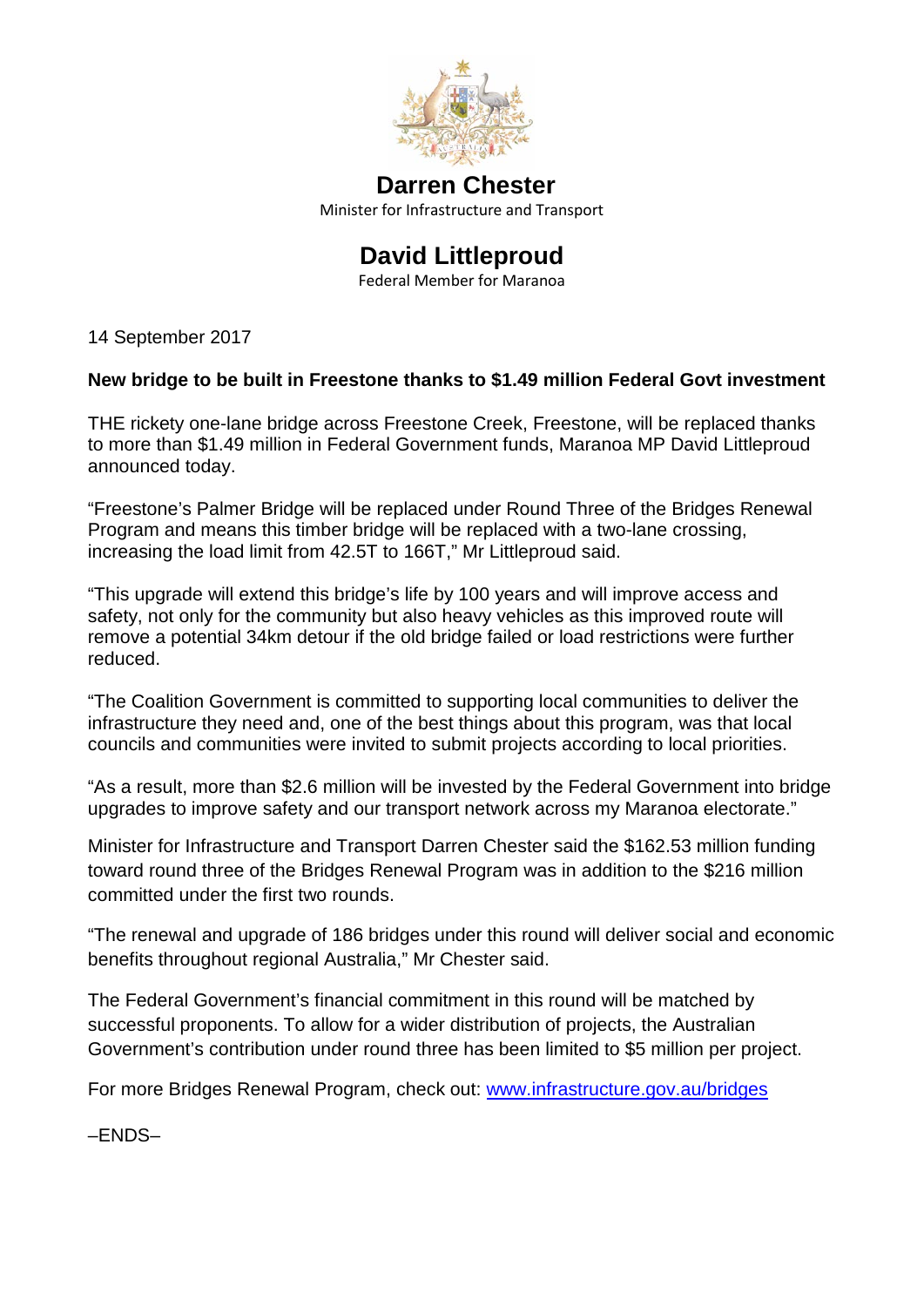**Darren Chester**
Minister for Infrastructure and Transport

**David Littleproud**
Federal Member for Maranoa

14 September 2017

**New bridge to be built in Freestone thanks to $1.49 million Federal Govt investment**

THE rickety one-lane bridge across Freestone Creek, Freestone, will be replaced thanks to more than $1.49 million in Federal Government funds, Maranoa MP David Littleproud announced today.

"Freestone's Palmer Bridge will be replaced under Round Three of the Bridges Renewal Program and means this timber bridge will be replaced with a two-lane crossing, increasing the load limit from 42.5T to 166T," Mr Littleproud said.

"This upgrade will extend this bridge's life by 100 years and will improve access and safety, not only for the community but also heavy vehicles as this improved route will remove a potential 34km detour if the old bridge failed or load restrictions were further reduced.

"The Coalition Government is committed to supporting local communities to deliver the infrastructure they need and, one of the best things about this program, was that local councils and communities were invited to submit projects according to local priorities.

"As a result, more than $2.6 million will be invested by the Federal Government into bridge upgrades to improve safety and our transport network across my Maranoa electorate."

Minister for Infrastructure and Transport Darren Chester said the $162.53 million funding toward round three of the Bridges Renewal Program was in addition to the $216 million committed under the first two rounds.

"The renewal and upgrade of 186 bridges under this round will deliver social and economic benefits throughout regional Australia," Mr Chester said.

The Federal Government's financial commitment in this round will be matched by successful proponents. To allow for a wider distribution of projects, the Australian Government's contribution under round three has been limited to $5 million per project.

For more Bridges Renewal Program, check out: [www.infrastructure.gov.au/bridges](http://www.infrastructure.gov.au/bridges)

–ENDS–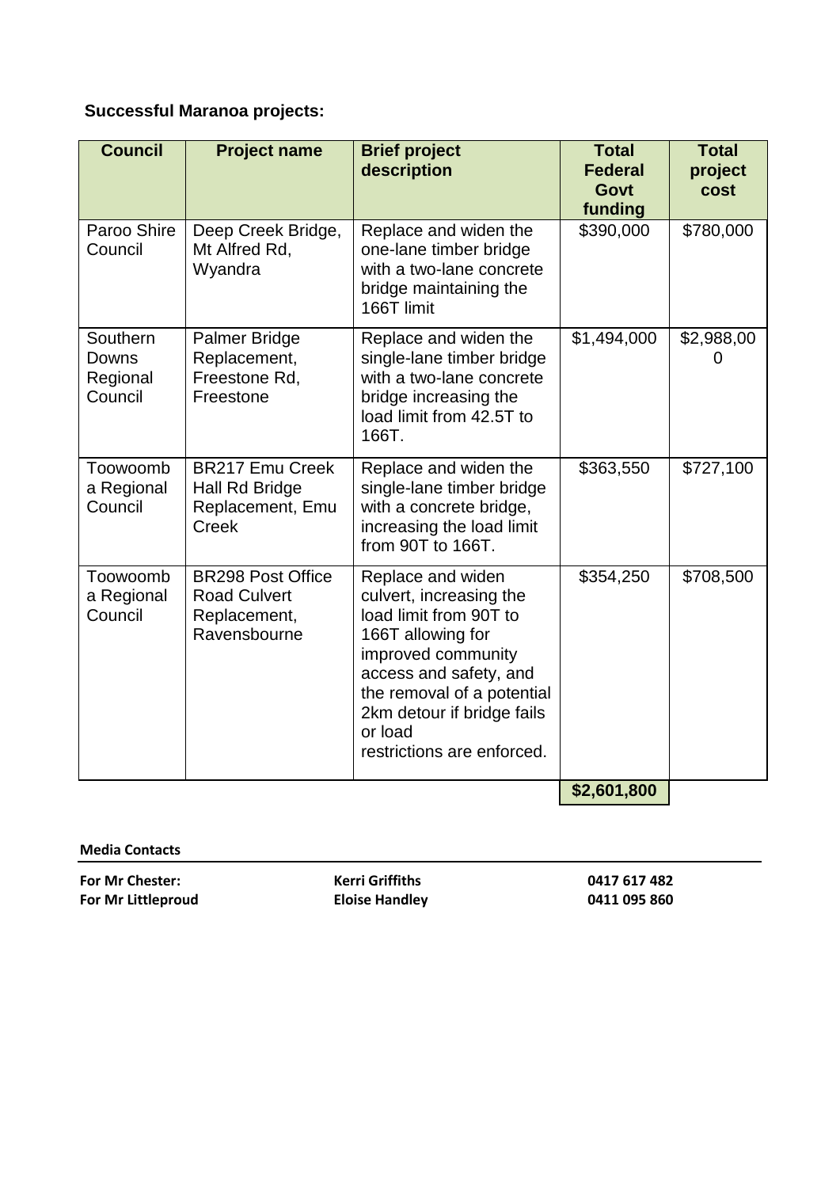**Successful Maranoa projects:**

| Council | Project name | Brief project description | Total Federal Govt funding | Total project cost |
|---|---|---|---|---|
| Paroo Shire Council | Deep Creek Bridge, Mt Alfred Rd, Wyandra | Replace and widen the one-lane timber bridge with a two-lane concrete bridge maintaining the 166T limit | $390,000 | $780,000 |
| Southern Downs Regional Council | Palmer Bridge Replacement, Freestone Rd, Freestone | Replace and widen the single-lane timber bridge with a two-lane concrete bridge increasing the load limit from 42.5T to 166T. | $1,494,000 | $2,988,000 |
| Toowoomba Regional Council | BR217 Emu Creek Hall Rd Bridge Replacement, Emu Creek | Replace and widen the single-lane timber bridge with a concrete bridge, increasing the load limit from 90T to 166T. | $363,550 | $727,100 |
| Toowoomba Regional Council | BR298 Post Office Road Culvert Replacement, Ravensbourne | Replace and widen culvert, increasing the load limit from 90T to 166T allowing for improved community access and safety, and the removal of a potential 2km detour if bridge fails or load restrictions are enforced. | $354,250 | $708,500 |
| | | | **$2,601,800** | |

**Media Contacts**

**For Mr Chester:** **Kerri Griffiths** **0417 617 482**
**For Mr Littleproud** **Eloise Handley** **0411 095 860**